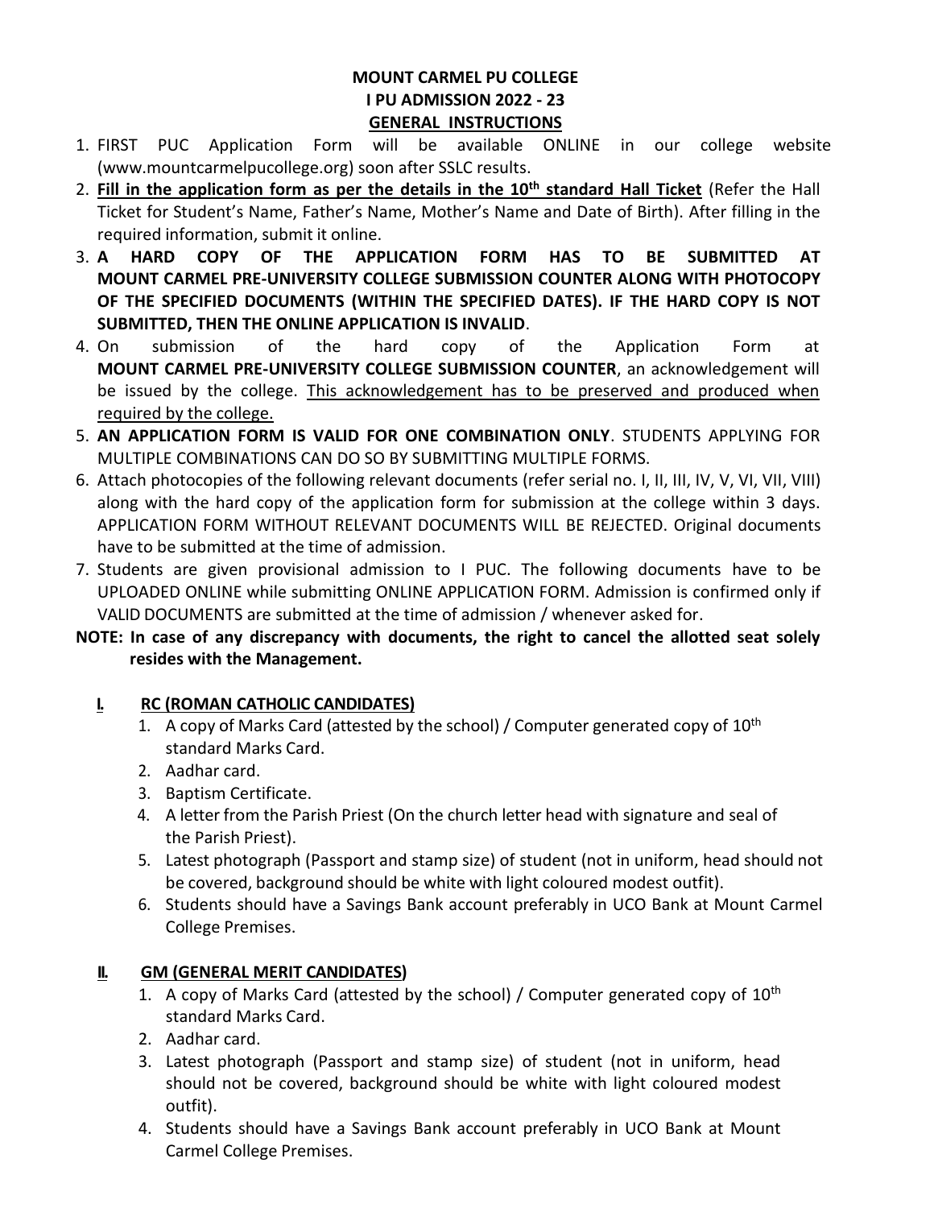# MOUNT CARMEL PU COLLEGE
## I PU ADMISSION 2022 - 23
## GENERAL INSTRUCTIONS

1. FIRST PUC Application Form will be available ONLINE in our college website (www.mountcarmelpucollege.org) soon after SSLC results.
2. **Fill in the application form as per the details in the 10th standard Hall Ticket** (Refer the Hall Ticket for Student's Name, Father's Name, Mother's Name and Date of Birth). After filling in the required information, submit it online.
3. **A HARD COPY OF THE APPLICATION FORM HAS TO BE SUBMITTED AT MOUNT CARMEL PRE-UNIVERSITY COLLEGE SUBMISSION COUNTER ALONG WITH PHOTOCOPY OF THE SPECIFIED DOCUMENTS (WITHIN THE SPECIFIED DATES). IF THE HARD COPY IS NOT SUBMITTED, THEN THE ONLINE APPLICATION IS INVALID**.
4. On submission of the hard copy of the Application Form at **MOUNT CARMEL PRE-UNIVERSITY COLLEGE SUBMISSION COUNTER**, an acknowledgement will be issued by the college. This acknowledgement has to be preserved and produced when required by the college.
5. **AN APPLICATION FORM IS VALID FOR ONE COMBINATION ONLY**. STUDENTS APPLYING FOR MULTIPLE COMBINATIONS CAN DO SO BY SUBMITTING MULTIPLE FORMS.
6. Attach photocopies of the following relevant documents (refer serial no. I, II, III, IV, V, VI, VII, VIII) along with the hard copy of the application form for submission at the college within 3 days. APPLICATION FORM WITHOUT RELEVANT DOCUMENTS WILL BE REJECTED. Original documents have to be submitted at the time of admission.
7. Students are given provisional admission to I PUC. The following documents have to be UPLOADED ONLINE while submitting ONLINE APPLICATION FORM. Admission is confirmed only if VALID DOCUMENTS are submitted at the time of admission / whenever asked for.

**NOTE: In case of any discrepancy with documents, the right to cancel the allotted seat solely resides with the Management.**

### I. RC (ROMAN CATHOLIC CANDIDATES)

1. A copy of Marks Card (attested by the school) / Computer generated copy of 10th standard Marks Card.
2. Aadhar card.
3. Baptism Certificate.
4. A letter from the Parish Priest (On the church letter head with signature and seal of the Parish Priest).
5. Latest photograph (Passport and stamp size) of student (not in uniform, head should not be covered, background should be white with light coloured modest outfit).
6. Students should have a Savings Bank account preferably in UCO Bank at Mount Carmel College Premises.

### II. GM (GENERAL MERIT CANDIDATES)

1. A copy of Marks Card (attested by the school) / Computer generated copy of 10th standard Marks Card.
2. Aadhar card.
3. Latest photograph (Passport and stamp size) of student (not in uniform, head should not be covered, background should be white with light coloured modest outfit).
4. Students should have a Savings Bank account preferably in UCO Bank at Mount Carmel College Premises.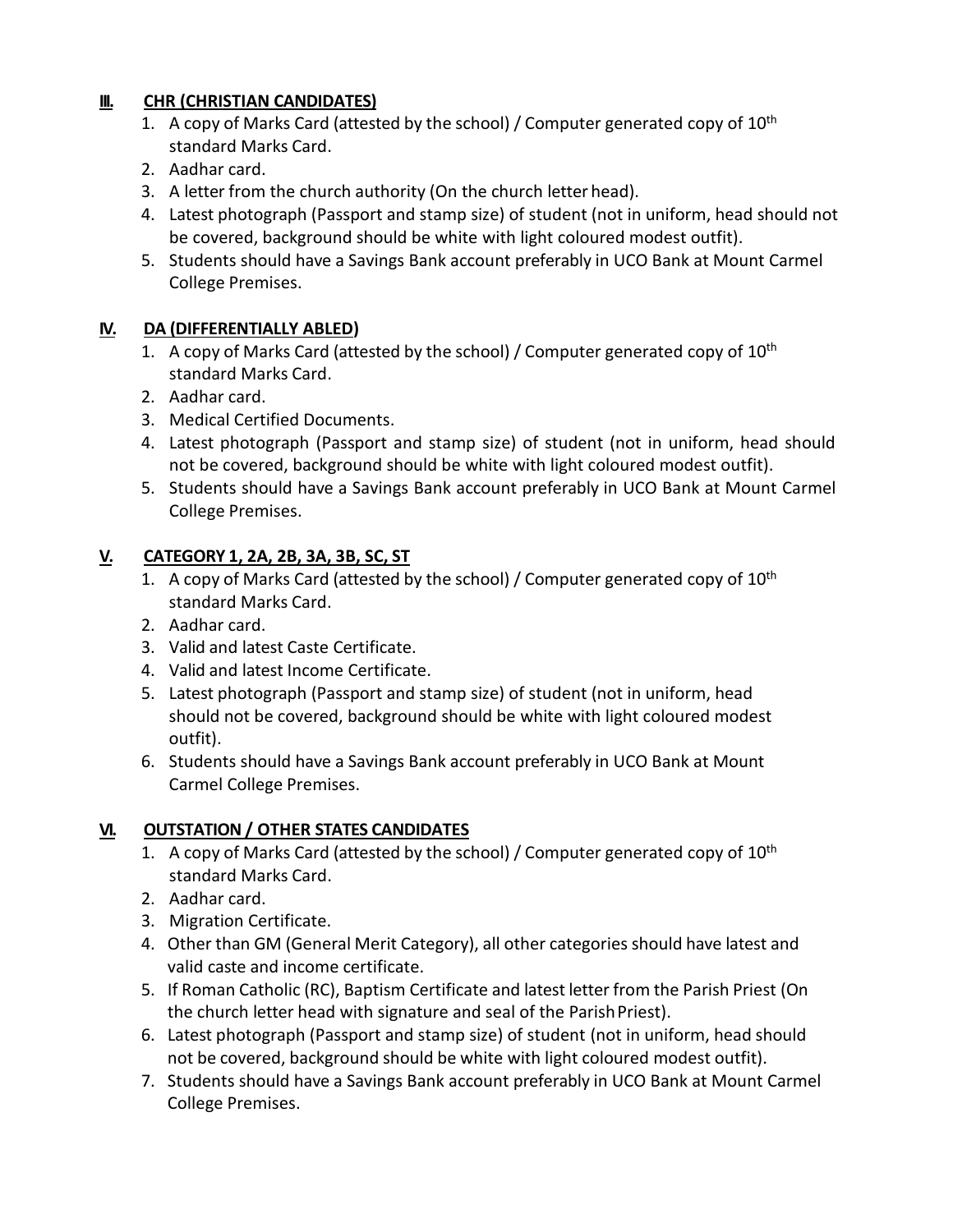## III. CHR (CHRISTIAN CANDIDATES)

1. A copy of Marks Card (attested by the school) / Computer generated copy of 10th standard Marks Card.
2. Aadhar card.
3. A letter from the church authority (On the church letter head).
4. Latest photograph (Passport and stamp size) of student (not in uniform, head should not be covered, background should be white with light coloured modest outfit).
5. Students should have a Savings Bank account preferably in UCO Bank at Mount Carmel College Premises.

## IV. DA (DIFFERENTIALLY ABLED)

1. A copy of Marks Card (attested by the school) / Computer generated copy of 10th standard Marks Card.
2. Aadhar card.
3. Medical Certified Documents.
4. Latest photograph (Passport and stamp size) of student (not in uniform, head should not be covered, background should be white with light coloured modest outfit).
5. Students should have a Savings Bank account preferably in UCO Bank at Mount Carmel College Premises.

## V. CATEGORY 1, 2A, 2B, 3A, 3B, SC, ST

1. A copy of Marks Card (attested by the school) / Computer generated copy of 10th standard Marks Card.
2. Aadhar card.
3. Valid and latest Caste Certificate.
4. Valid and latest Income Certificate.
5. Latest photograph (Passport and stamp size) of student (not in uniform, head should not be covered, background should be white with light coloured modest outfit).
6. Students should have a Savings Bank account preferably in UCO Bank at Mount Carmel College Premises.

## VI. OUTSTATION / OTHER STATES CANDIDATES

1. A copy of Marks Card (attested by the school) / Computer generated copy of 10th standard Marks Card.
2. Aadhar card.
3. Migration Certificate.
4. Other than GM (General Merit Category), all other categories should have latest and valid caste and income certificate.
5. If Roman Catholic (RC), Baptism Certificate and latest letter from the Parish Priest (On the church letter head with signature and seal of the Parish Priest).
6. Latest photograph (Passport and stamp size) of student (not in uniform, head should not be covered, background should be white with light coloured modest outfit).
7. Students should have a Savings Bank account preferably in UCO Bank at Mount Carmel College Premises.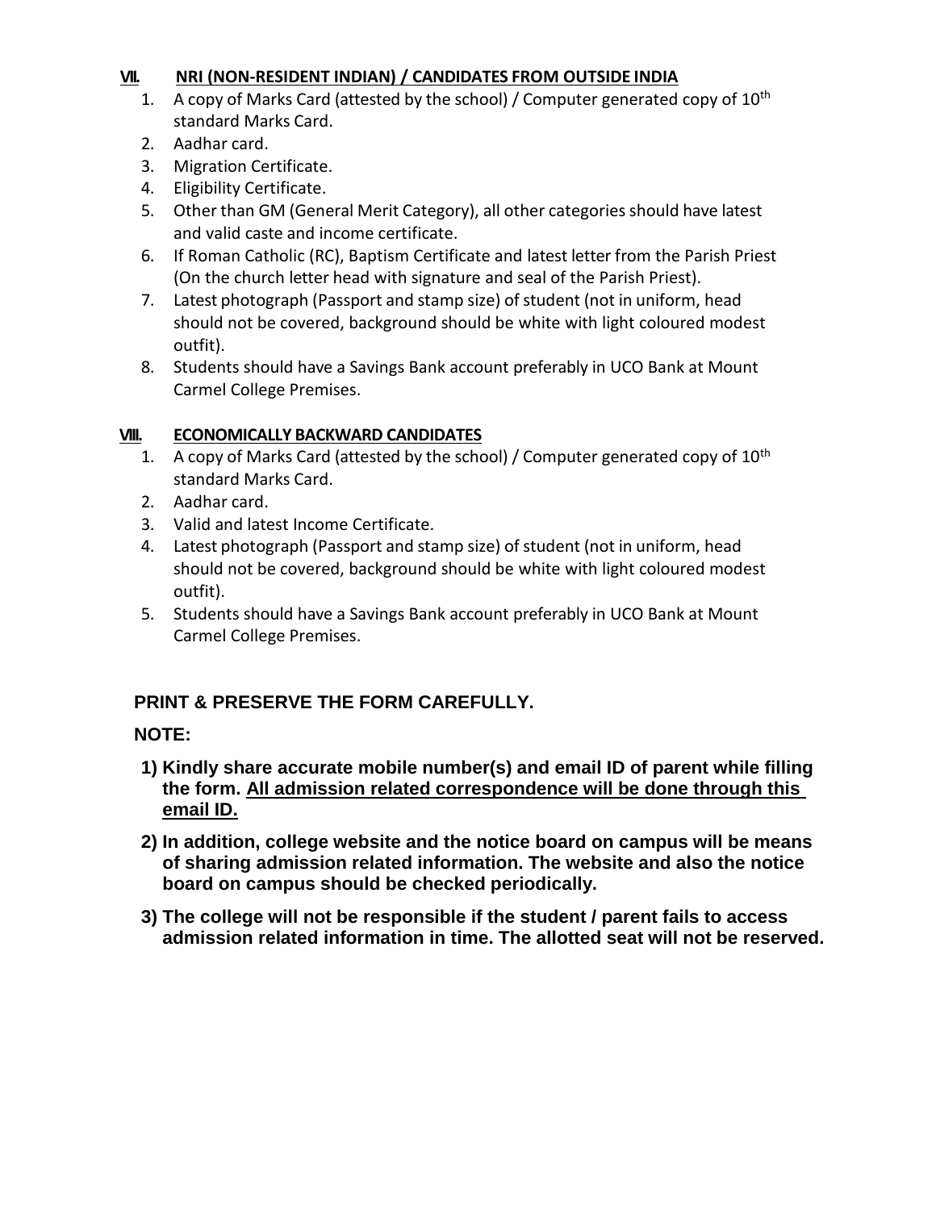### VII. NRI (NON-RESIDENT INDIAN) / CANDIDATES FROM OUTSIDE INDIA

1. A copy of Marks Card (attested by the school) / Computer generated copy of 10th standard Marks Card.
2. Aadhar card.
3. Migration Certificate.
4. Eligibility Certificate.
5. Other than GM (General Merit Category), all other categories should have latest and valid caste and income certificate.
6. If Roman Catholic (RC), Baptism Certificate and latest letter from the Parish Priest (On the church letter head with signature and seal of the Parish Priest).
7. Latest photograph (Passport and stamp size) of student (not in uniform, head should not be covered, background should be white with light coloured modest outfit).
8. Students should have a Savings Bank account preferably in UCO Bank at Mount Carmel College Premises.

### VIII. ECONOMICALLY BACKWARD CANDIDATES

1. A copy of Marks Card (attested by the school) / Computer generated copy of 10th standard Marks Card.
2. Aadhar card.
3. Valid and latest Income Certificate.
4. Latest photograph (Passport and stamp size) of student (not in uniform, head should not be covered, background should be white with light coloured modest outfit).
5. Students should have a Savings Bank account preferably in UCO Bank at Mount Carmel College Premises.

**PRINT & PRESERVE THE FORM CAREFULLY.**

**NOTE:**

1) **Kindly share accurate mobile number(s) and email ID of parent while filling the form. <u>All admission related correspondence will be done through this email ID.</u>**
2) **In addition, college website and the notice board on campus will be means of sharing admission related information. The website and also the notice board on campus should be checked periodically.**
3) **The college will not be responsible if the student / parent fails to access admission related information in time. The allotted seat will not be reserved.**